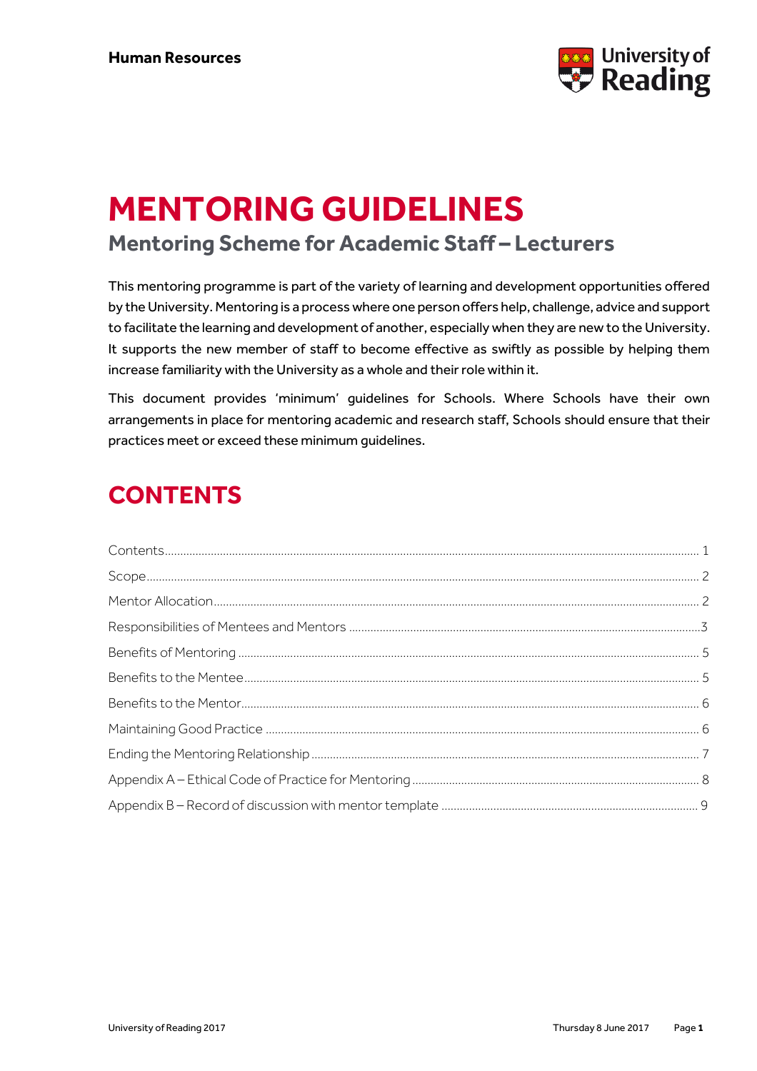**Human Resources**

# MENTORING GUIDELINES

## Mentoring Scheme for Academic Staff – Lecturers

This mentoring programme is part of the variety of learning and development opportunities offered by the University. Mentoring is a process where one person offers help, challenge, advice and support to facilitate the learning and development of another, especially when they are new to the University. It supports the new member of staff to become effective as swiftly as possible by helping them increase familiarity with the University as a whole and their role within it.

This document provides 'minimum' guidelines for Schools. Where Schools have their own arrangements in place for mentoring academic and research staff, Schools should ensure that their practices meet or exceed these minimum guidelines.

## CONTENTS

Contents ........ 1

Scope ........ 2

Mentor Allocation ........ 2

Responsibilities of Mentees and Mentors ........ 3

Benefits of Mentoring ........ 5

Benefits to the Mentee ........ 5

Benefits to the Mentor ........ 6

Maintaining Good Practice ........ 6

Ending the Mentoring Relationship ........ 7

Appendix A – Ethical Code of Practice for Mentoring ........ 8

Appendix B – Record of discussion with mentor template ........ 9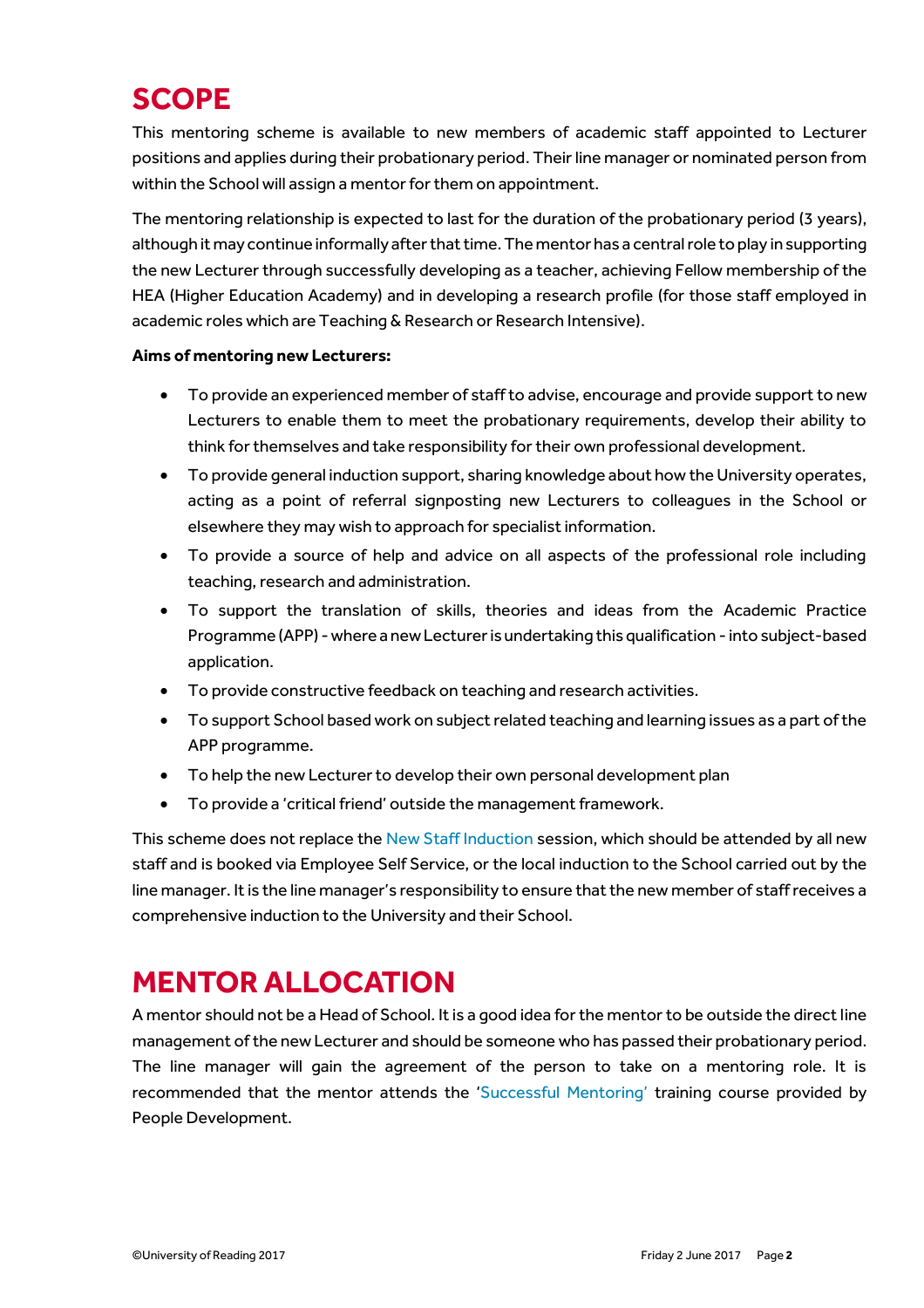# SCOPE

This mentoring scheme is available to new members of academic staff appointed to Lecturer positions and applies during their probationary period. Their line manager or nominated person from within the School will assign a mentor for them on appointment.

The mentoring relationship is expected to last for the duration of the probationary period (3 years), although it may continue informally after that time. The mentor has a central role to play in supporting the new Lecturer through successfully developing as a teacher, achieving Fellow membership of the HEA (Higher Education Academy) and in developing a research profile (for those staff employed in academic roles which are Teaching & Research or Research Intensive).

**Aims of mentoring new Lecturers:**

- To provide an experienced member of staff to advise, encourage and provide support to new Lecturers to enable them to meet the probationary requirements, develop their ability to think for themselves and take responsibility for their own professional development.
- To provide general induction support, sharing knowledge about how the University operates, acting as a point of referral signposting new Lecturers to colleagues in the School or elsewhere they may wish to approach for specialist information.
- To provide a source of help and advice on all aspects of the professional role including teaching, research and administration.
- To support the translation of skills, theories and ideas from the Academic Practice Programme (APP) - where a new Lecturer is undertaking this qualification - into subject-based application.
- To provide constructive feedback on teaching and research activities.
- To support School based work on subject related teaching and learning issues as a part of the APP programme.
- To help the new Lecturer to develop their own personal development plan
- To provide a 'critical friend' outside the management framework.

This scheme does not replace the New Staff Induction session, which should be attended by all new staff and is booked via Employee Self Service, or the local induction to the School carried out by the line manager. It is the line manager's responsibility to ensure that the new member of staff receives a comprehensive induction to the University and their School.

# MENTOR ALLOCATION

A mentor should not be a Head of School. It is a good idea for the mentor to be outside the direct line management of the new Lecturer and should be someone who has passed their probationary period. The line manager will gain the agreement of the person to take on a mentoring role. It is recommended that the mentor attends the 'Successful Mentoring' training course provided by People Development.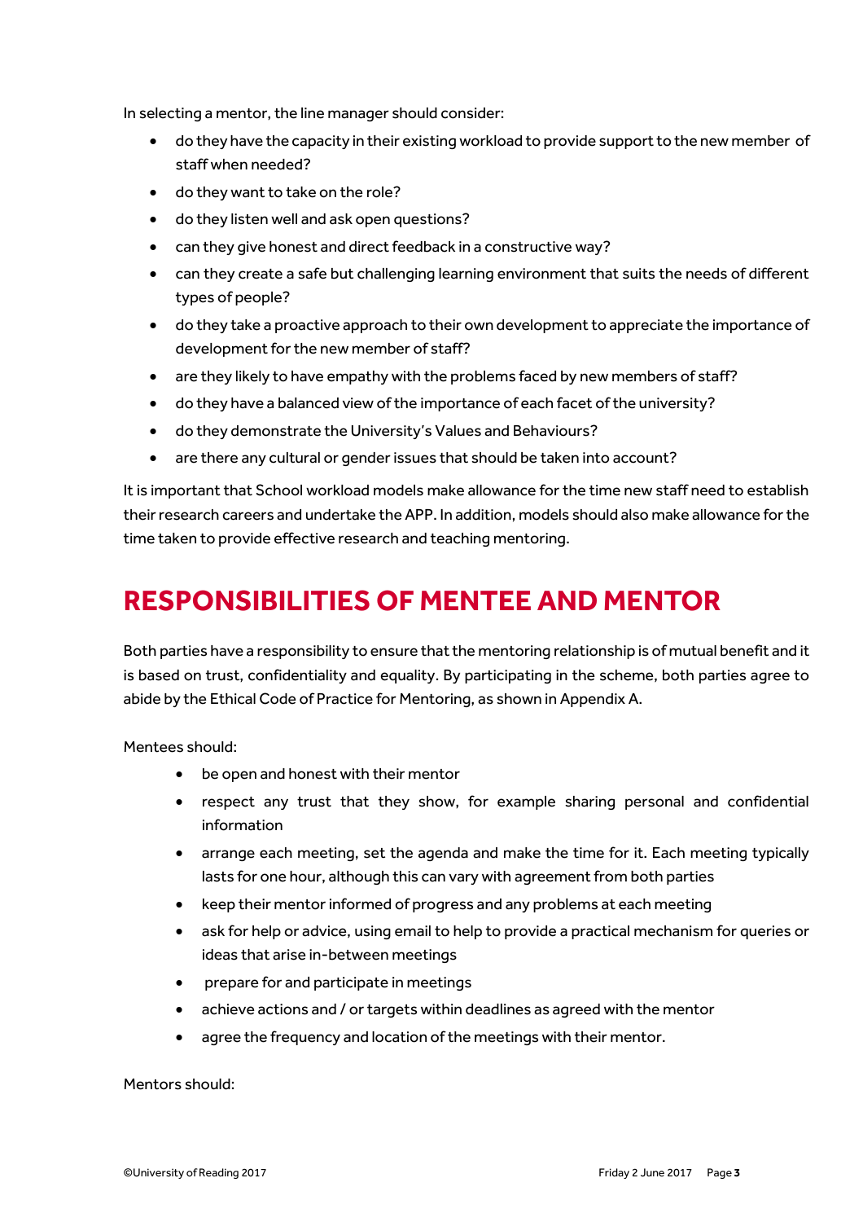In selecting a mentor, the line manager should consider:

- do they have the capacity in their existing workload to provide support to the new member of staff when needed?
- do they want to take on the role?
- do they listen well and ask open questions?
- can they give honest and direct feedback in a constructive way?
- can they create a safe but challenging learning environment that suits the needs of different types of people?
- do they take a proactive approach to their own development to appreciate the importance of development for the new member of staff?
- are they likely to have empathy with the problems faced by new members of staff?
- do they have a balanced view of the importance of each facet of the university?
- do they demonstrate the University's Values and Behaviours?
- are there any cultural or gender issues that should be taken into account?

It is important that School workload models make allowance for the time new staff need to establish their research careers and undertake the APP. In addition, models should also make allowance for the time taken to provide effective research and teaching mentoring.

## RESPONSIBILITIES OF MENTEE AND MENTOR

Both parties have a responsibility to ensure that the mentoring relationship is of mutual benefit and it is based on trust, confidentiality and equality. By participating in the scheme, both parties agree to abide by the Ethical Code of Practice for Mentoring, as shown in Appendix A.

Mentees should:

- be open and honest with their mentor
- respect any trust that they show, for example sharing personal and confidential information
- arrange each meeting, set the agenda and make the time for it. Each meeting typically lasts for one hour, although this can vary with agreement from both parties
- keep their mentor informed of progress and any problems at each meeting
- ask for help or advice, using email to help to provide a practical mechanism for queries or ideas that arise in-between meetings
- prepare for and participate in meetings
- achieve actions and / or targets within deadlines as agreed with the mentor
- agree the frequency and location of the meetings with their mentor.

Mentors should: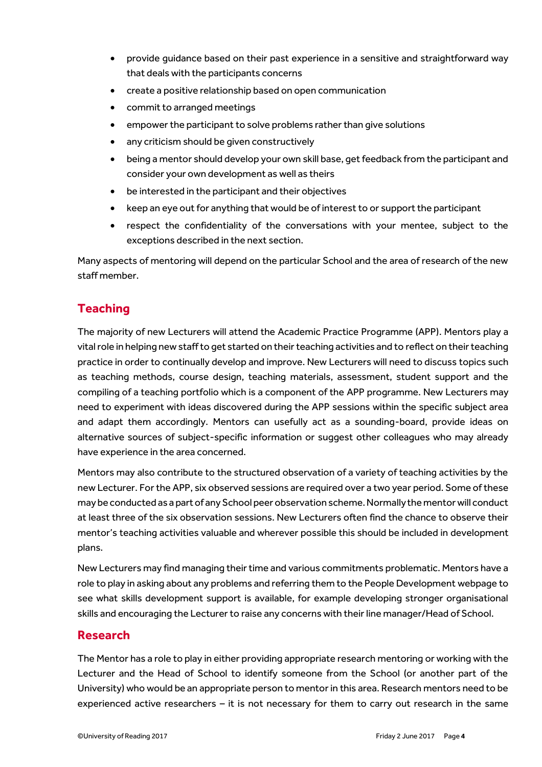- provide guidance based on their past experience in a sensitive and straightforward way that deals with the participants concerns
- create a positive relationship based on open communication
- commit to arranged meetings
- empower the participant to solve problems rather than give solutions
- any criticism should be given constructively
- being a mentor should develop your own skill base, get feedback from the participant and consider your own development as well as theirs
- be interested in the participant and their objectives
- keep an eye out for anything that would be of interest to or support the participant
- respect the confidentiality of the conversations with your mentee, subject to the exceptions described in the next section.

Many aspects of mentoring will depend on the particular School and the area of research of the new staff member.

## Teaching

The majority of new Lecturers will attend the Academic Practice Programme (APP). Mentors play a vital role in helping new staff to get started on their teaching activities and to reflect on their teaching practice in order to continually develop and improve. New Lecturers will need to discuss topics such as teaching methods, course design, teaching materials, assessment, student support and the compiling of a teaching portfolio which is a component of the APP programme. New Lecturers may need to experiment with ideas discovered during the APP sessions within the specific subject area and adapt them accordingly. Mentors can usefully act as a sounding-board, provide ideas on alternative sources of subject-specific information or suggest other colleagues who may already have experience in the area concerned.

Mentors may also contribute to the structured observation of a variety of teaching activities by the new Lecturer. For the APP, six observed sessions are required over a two year period. Some of these may be conducted as a part of any School peer observation scheme. Normally the mentor will conduct at least three of the six observation sessions. New Lecturers often find the chance to observe their mentor's teaching activities valuable and wherever possible this should be included in development plans.

New Lecturers may find managing their time and various commitments problematic. Mentors have a role to play in asking about any problems and referring them to the People Development webpage to see what skills development support is available, for example developing stronger organisational skills and encouraging the Lecturer to raise any concerns with their line manager/Head of School.

## Research

The Mentor has a role to play in either providing appropriate research mentoring or working with the Lecturer and the Head of School to identify someone from the School (or another part of the University) who would be an appropriate person to mentor in this area. Research mentors need to be experienced active researchers – it is not necessary for them to carry out research in the same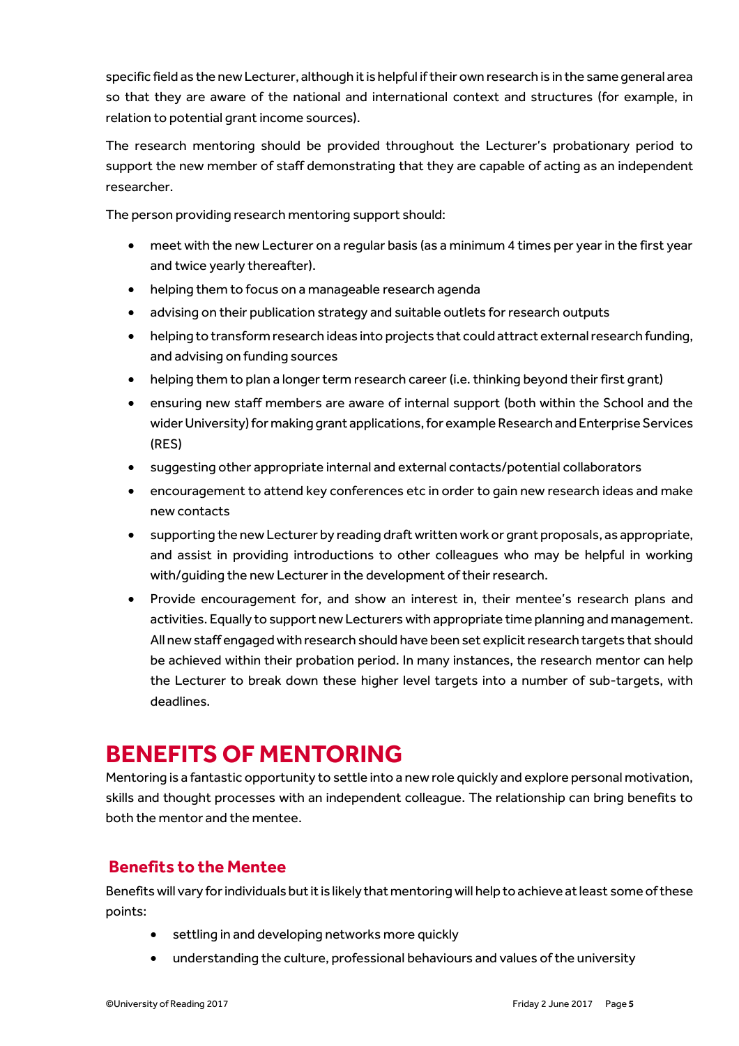specific field as the new Lecturer, although it is helpful if their own research is in the same general area so that they are aware of the national and international context and structures (for example, in relation to potential grant income sources).

The research mentoring should be provided throughout the Lecturer's probationary period to support the new member of staff demonstrating that they are capable of acting as an independent researcher.

The person providing research mentoring support should:

- meet with the new Lecturer on a regular basis (as a minimum 4 times per year in the first year and twice yearly thereafter).
- helping them to focus on a manageable research agenda
- advising on their publication strategy and suitable outlets for research outputs
- helping to transform research ideas into projects that could attract external research funding, and advising on funding sources
- helping them to plan a longer term research career (i.e. thinking beyond their first grant)
- ensuring new staff members are aware of internal support (both within the School and the wider University) for making grant applications, for example Research and Enterprise Services (RES)
- suggesting other appropriate internal and external contacts/potential collaborators
- encouragement to attend key conferences etc in order to gain new research ideas and make new contacts
- supporting the new Lecturer by reading draft written work or grant proposals, as appropriate, and assist in providing introductions to other colleagues who may be helpful in working with/guiding the new Lecturer in the development of their research.
- Provide encouragement for, and show an interest in, their mentee's research plans and activities. Equally to support new Lecturers with appropriate time planning and management. All new staff engaged with research should have been set explicit research targets that should be achieved within their probation period. In many instances, the research mentor can help the Lecturer to break down these higher level targets into a number of sub-targets, with deadlines.

# BENEFITS OF MENTORING

Mentoring is a fantastic opportunity to settle into a new role quickly and explore personal motivation, skills and thought processes with an independent colleague. The relationship can bring benefits to both the mentor and the mentee.

## Benefits to the Mentee

Benefits will vary for individuals but it is likely that mentoring will help to achieve at least some of these points:

- settling in and developing networks more quickly
- understanding the culture, professional behaviours and values of the university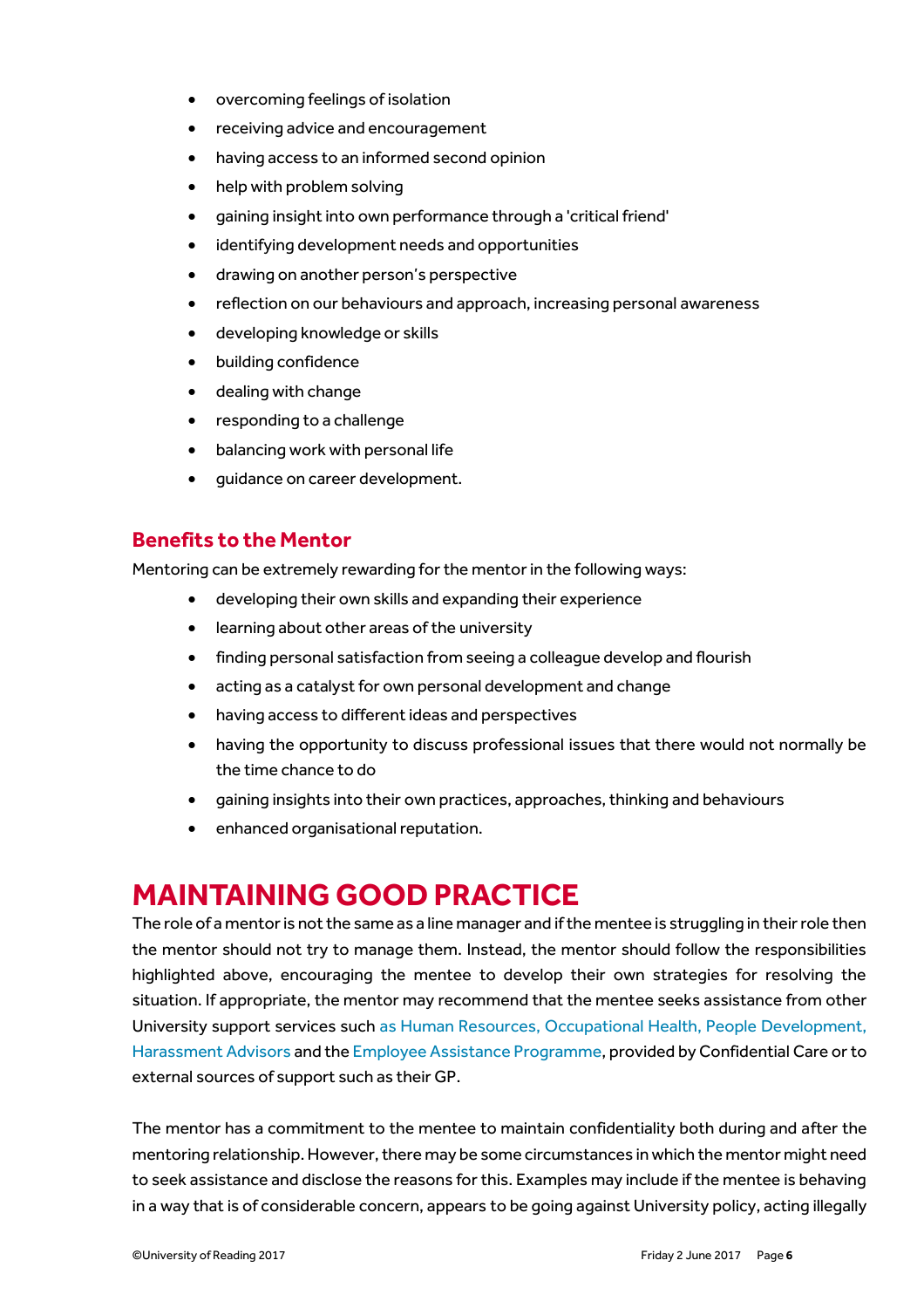- overcoming feelings of isolation
- receiving advice and encouragement
- having access to an informed second opinion
- help with problem solving
- gaining insight into own performance through a 'critical friend'
- identifying development needs and opportunities
- drawing on another person's perspective
- reflection on our behaviours and approach, increasing personal awareness
- developing knowledge or skills
- building confidence
- dealing with change
- responding to a challenge
- balancing work with personal life
- guidance on career development.

## Benefits to the Mentor

Mentoring can be extremely rewarding for the mentor in the following ways:

- developing their own skills and expanding their experience
- learning about other areas of the university
- finding personal satisfaction from seeing a colleague develop and flourish
- acting as a catalyst for own personal development and change
- having access to different ideas and perspectives
- having the opportunity to discuss professional issues that there would not normally be the time chance to do
- gaining insights into their own practices, approaches, thinking and behaviours
- enhanced organisational reputation.

# MAINTAINING GOOD PRACTICE

The role of a mentor is not the same as a line manager and if the mentee is struggling in their role then the mentor should not try to manage them. Instead, the mentor should follow the responsibilities highlighted above, encouraging the mentee to develop their own strategies for resolving the situation. If appropriate, the mentor may recommend that the mentee seeks assistance from other University support services such as Human Resources, Occupational Health, People Development, Harassment Advisors and the Employee Assistance Programme, provided by Confidential Care or to external sources of support such as their GP.

The mentor has a commitment to the mentee to maintain confidentiality both during and after the mentoring relationship. However, there may be some circumstances in which the mentor might need to seek assistance and disclose the reasons for this. Examples may include if the mentee is behaving in a way that is of considerable concern, appears to be going against University policy, acting illegally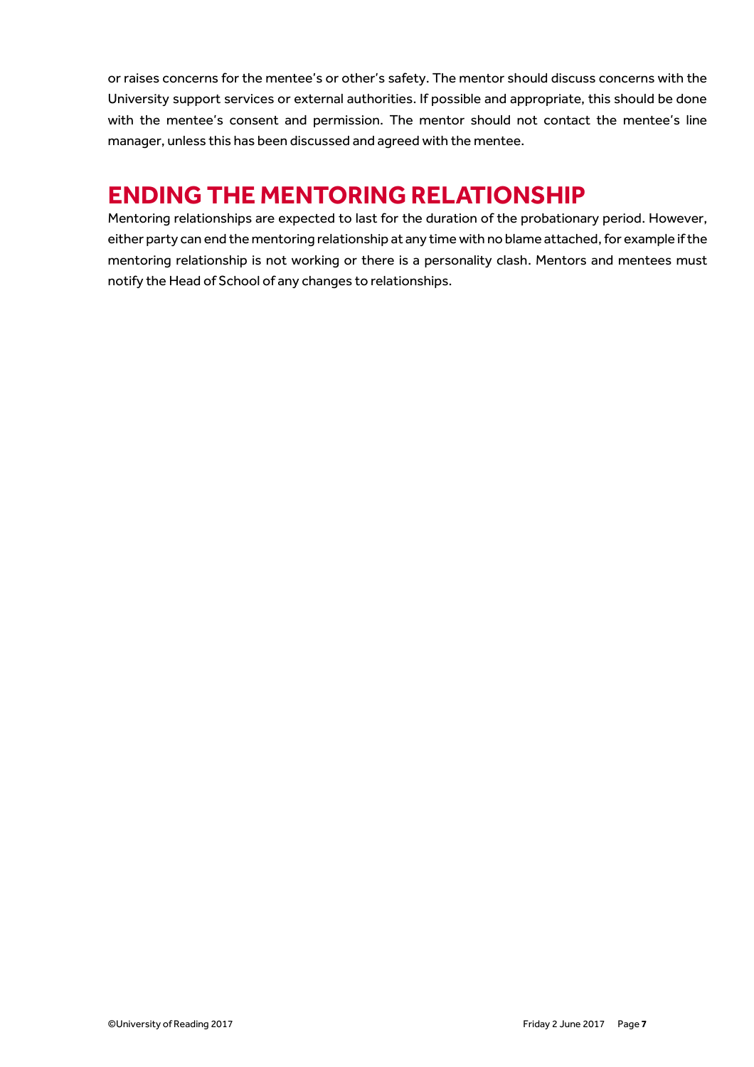or raises concerns for the mentee's or other's safety. The mentor should discuss concerns with the University support services or external authorities. If possible and appropriate, this should be done with the mentee's consent and permission. The mentor should not contact the mentee's line manager, unless this has been discussed and agreed with the mentee.

## ENDING THE MENTORING RELATIONSHIP

Mentoring relationships are expected to last for the duration of the probationary period. However, either party can end the mentoring relationship at any time with no blame attached, for example if the mentoring relationship is not working or there is a personality clash. Mentors and mentees must notify the Head of School of any changes to relationships.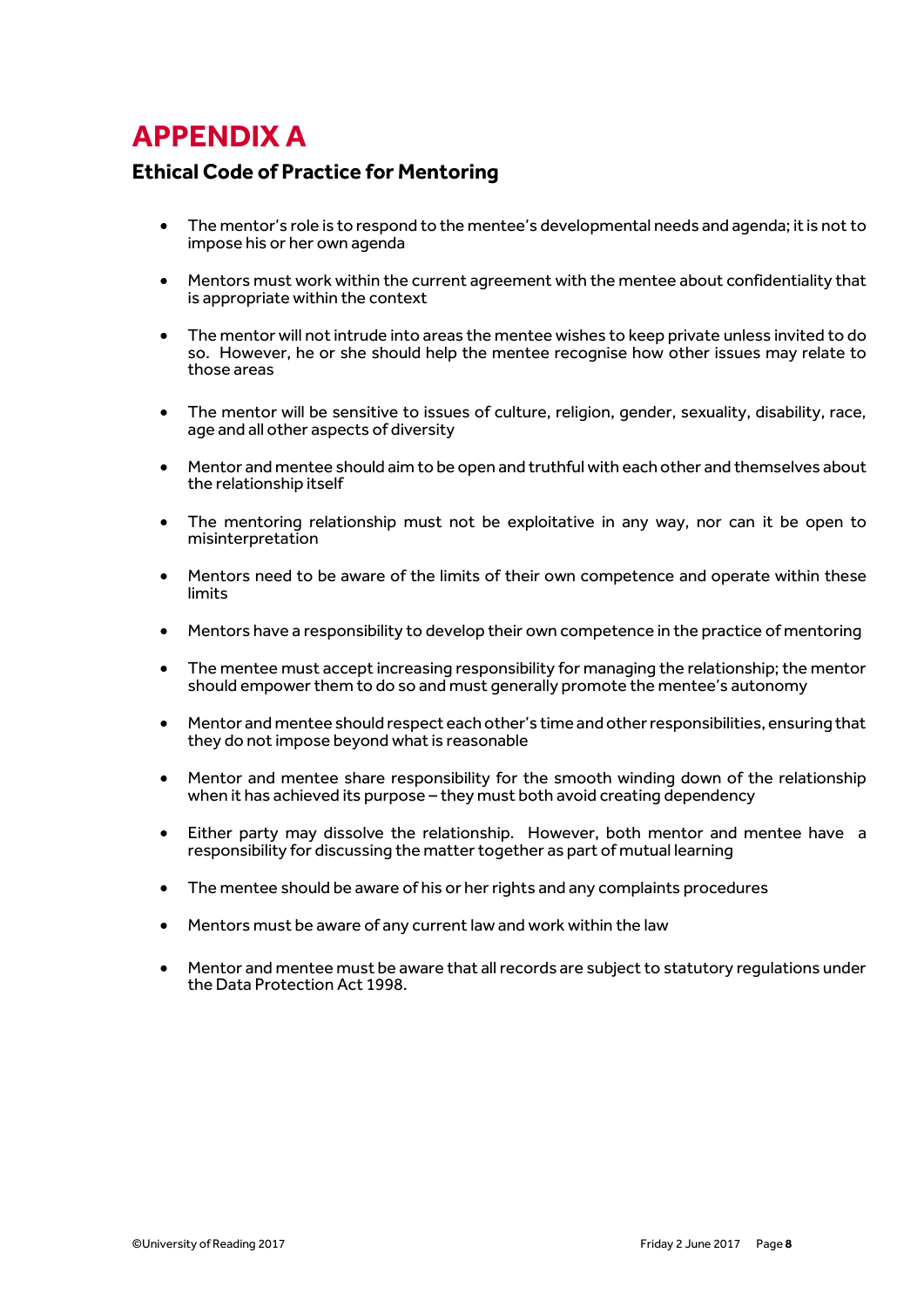# APPENDIX A

## Ethical Code of Practice for Mentoring

- The mentor's role is to respond to the mentee's developmental needs and agenda; it is not to impose his or her own agenda
- Mentors must work within the current agreement with the mentee about confidentiality that is appropriate within the context
- The mentor will not intrude into areas the mentee wishes to keep private unless invited to do so. However, he or she should help the mentee recognise how other issues may relate to those areas
- The mentor will be sensitive to issues of culture, religion, gender, sexuality, disability, race, age and all other aspects of diversity
- Mentor and mentee should aim to be open and truthful with each other and themselves about the relationship itself
- The mentoring relationship must not be exploitative in any way, nor can it be open to misinterpretation
- Mentors need to be aware of the limits of their own competence and operate within these limits
- Mentors have a responsibility to develop their own competence in the practice of mentoring
- The mentee must accept increasing responsibility for managing the relationship; the mentor should empower them to do so and must generally promote the mentee's autonomy
- Mentor and mentee should respect each other's time and other responsibilities, ensuring that they do not impose beyond what is reasonable
- Mentor and mentee share responsibility for the smooth winding down of the relationship when it has achieved its purpose – they must both avoid creating dependency
- Either party may dissolve the relationship. However, both mentor and mentee have a responsibility for discussing the matter together as part of mutual learning
- The mentee should be aware of his or her rights and any complaints procedures
- Mentors must be aware of any current law and work within the law
- Mentor and mentee must be aware that all records are subject to statutory regulations under the Data Protection Act 1998.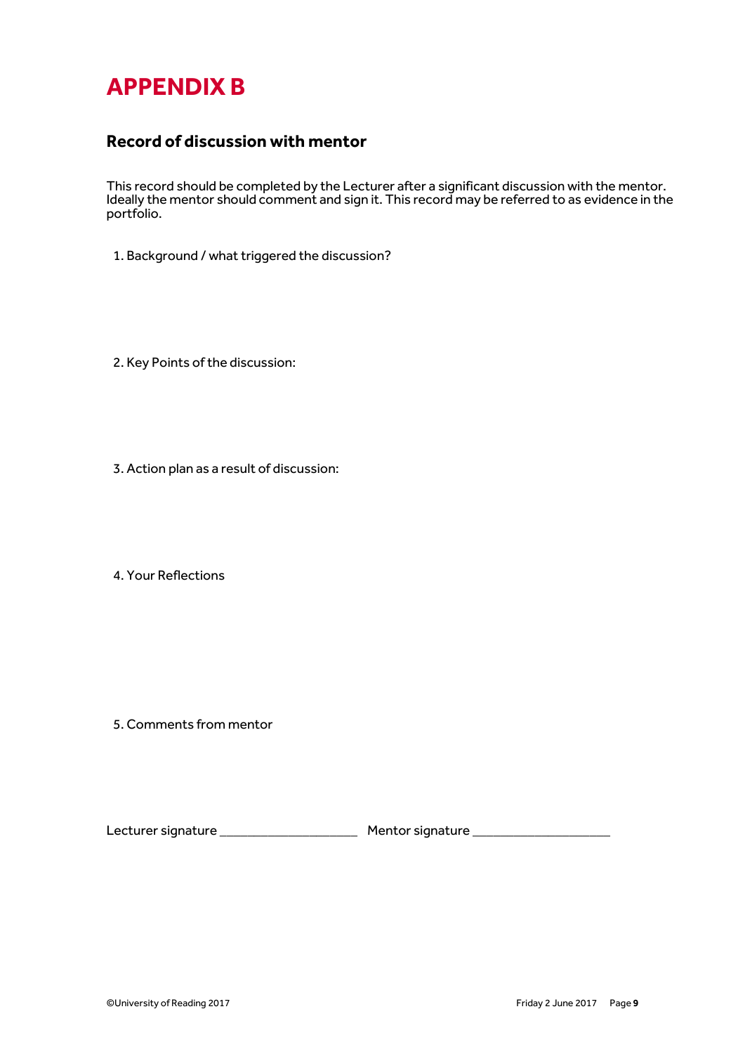# APPENDIX B

## Record of discussion with mentor

This record should be completed by the Lecturer after a significant discussion with the mentor. Ideally the mentor should comment and sign it. This record may be referred to as evidence in the portfolio.

1. Background / what triggered the discussion?

2. Key Points of the discussion:

3. Action plan as a result of discussion:

4. Your Reflections

5. Comments from mentor

Lecturer signature ____________________ Mentor signature ____________________